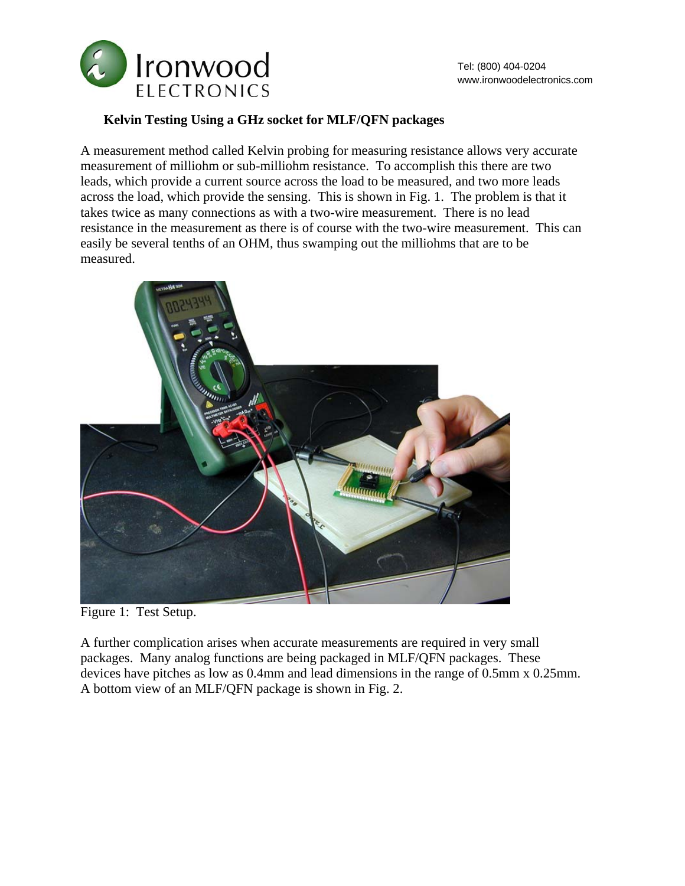# Kelvin Testing Using a GHz socket for MLF/QFN packages

A measurement method called Kelvin probing for measuring resistance allows very accurate measurement of milliohm or sub-milliohm resistance. To accomplish this there are two leads, which provide a current source across the load to be measured, and two more leads across the load, which provide the sensing. This is shown in Fig. 1. The problem is that it takes twice as many connections as with a two-wire measurement. There is no lead resistance in the measurement as there is of course with the two-wire measurement. This can easily be several tenths of an OHM, thus swamping out the milliohms that are to be measured.

Figure 1: Test Setup.

A further complication arises when accurate measurements are required in very small packages. Many analog functions are being packaged in MLF/QFN packages. These devices have pitches as low as 0.4mm and lead dimensions in the range of 0.5mm x 0.25mm. A bottom view of an MLF/QFN package is shown in Fig. 2.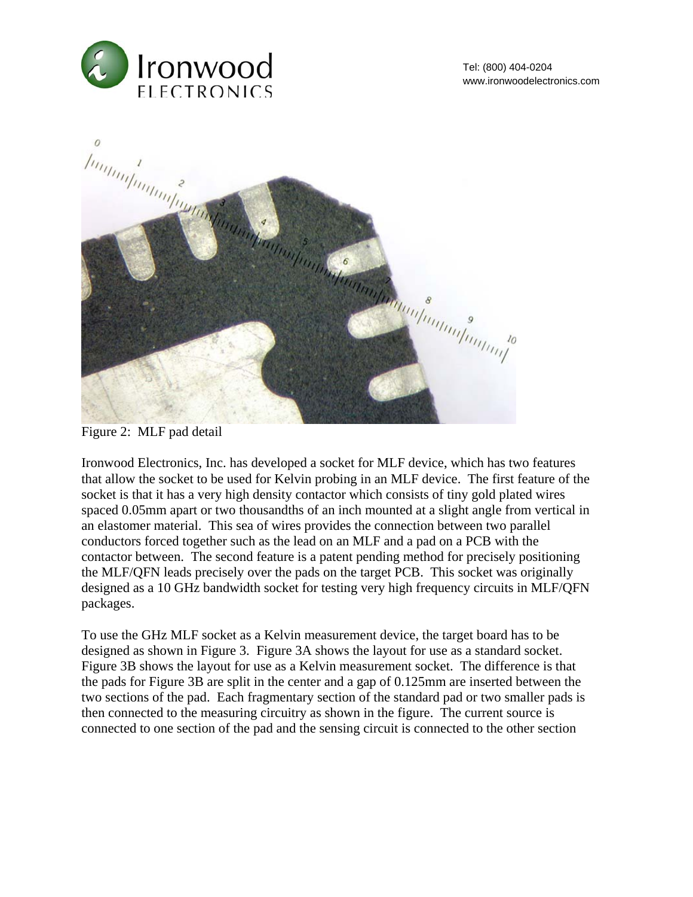Figure 2: MLF pad detail

Ironwood Electronics, Inc. has developed a socket for MLF device, which has two features that allow the socket to be used for Kelvin probing in an MLF device. The first feature of the socket is that it has a very high density contactor which consists of tiny gold plated wires spaced 0.05mm apart or two thousandths of an inch mounted at a slight angle from vertical in an elastomer material. This sea of wires provides the connection between two parallel conductors forced together such as the lead on an MLF and a pad on a PCB with the contactor between. The second feature is a patent pending method for precisely positioning the MLF/QFN leads precisely over the pads on the target PCB. This socket was originally designed as a 10 GHz bandwidth socket for testing very high frequency circuits in MLF/QFN packages.

To use the GHz MLF socket as a Kelvin measurement device, the target board has to be designed as shown in Figure 3. Figure 3A shows the layout for use as a standard socket. Figure 3B shows the layout for use as a Kelvin measurement socket. The difference is that the pads for Figure 3B are split in the center and a gap of 0.125mm are inserted between the two sections of the pad. Each fragmentary section of the standard pad or two smaller pads is then connected to the measuring circuitry as shown in the figure. The current source is connected to one section of the pad and the sensing circuit is connected to the other section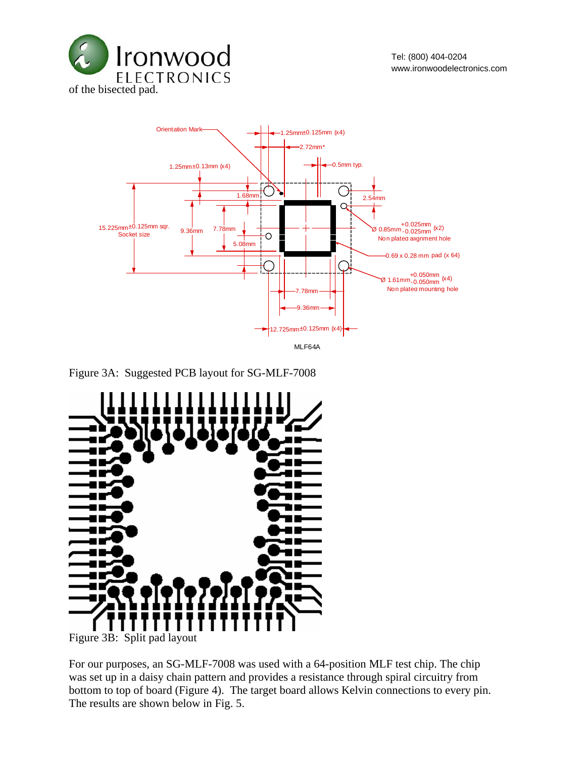of the bisected pad.

Figure 3A: Suggested PCB layout for SG-MLF-7008

Figure 3B: Split pad layout

For our purposes, an SG-MLF-7008 was used with a 64-position MLF test chip. The chip was set up in a daisy chain pattern and provides a resistance through spiral circuitry from bottom to top of board (Figure 4). The target board allows Kelvin connections to every pin. The results are shown below in Fig. 5.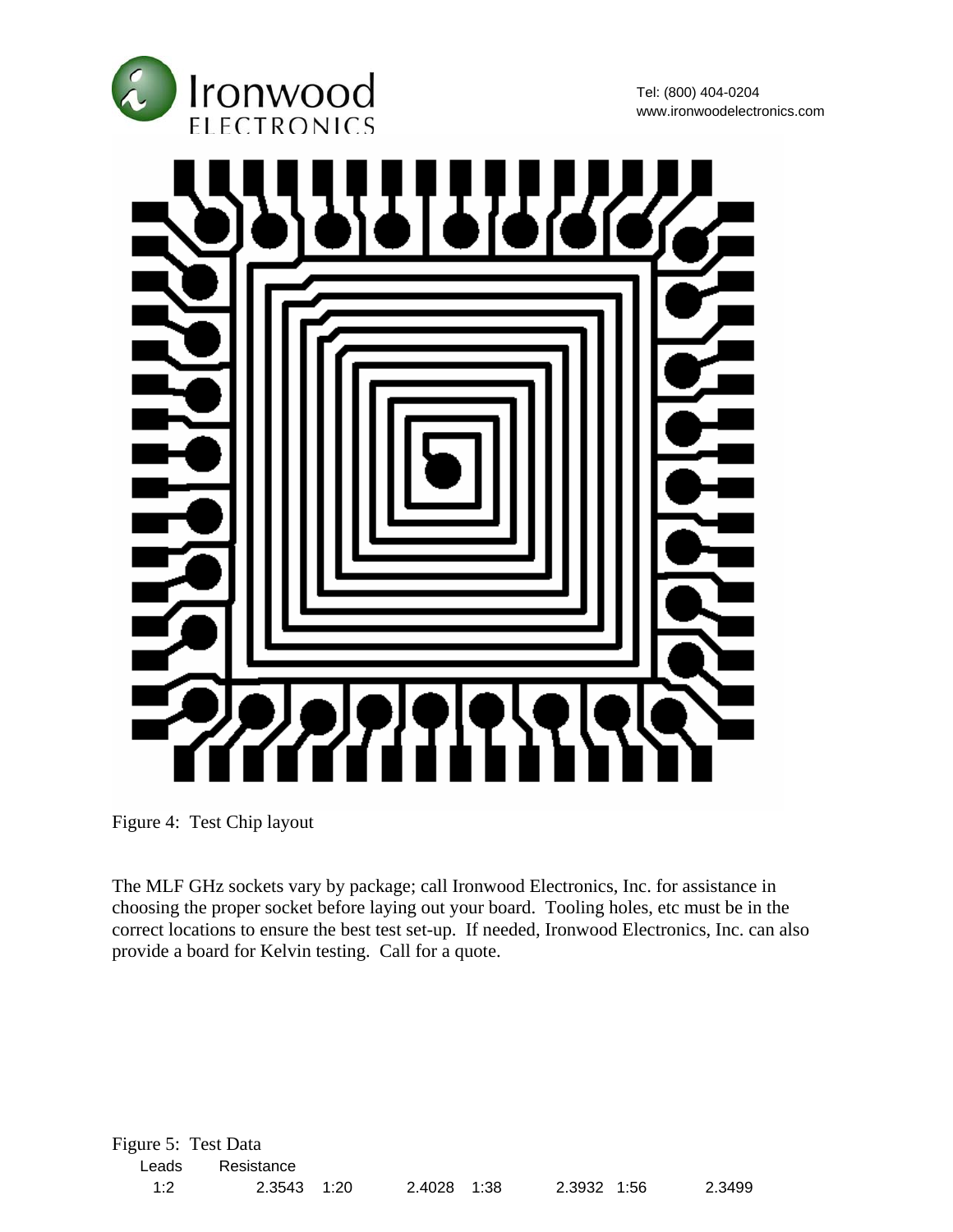Figure 4: Test Chip layout

The MLF GHz sockets vary by package; call Ironwood Electronics, Inc. for assistance in choosing the proper socket before laying out your board. Tooling holes, etc must be in the correct locations to ensure the best test set-up. If needed, Ironwood Electronics, Inc. can also provide a board for Kelvin testing. Call for a quote.

Figure 5: Test Data

| Leads | Resistance | Leads | Resistance | Leads | Resistance | Leads | Resistance |
|---|---|---|---|---|---|---|---|
| 1:2 | 2.3543 | 1:20 | 2.4028 | 1:38 | 2.3932 | 1:56 | 2.3499 |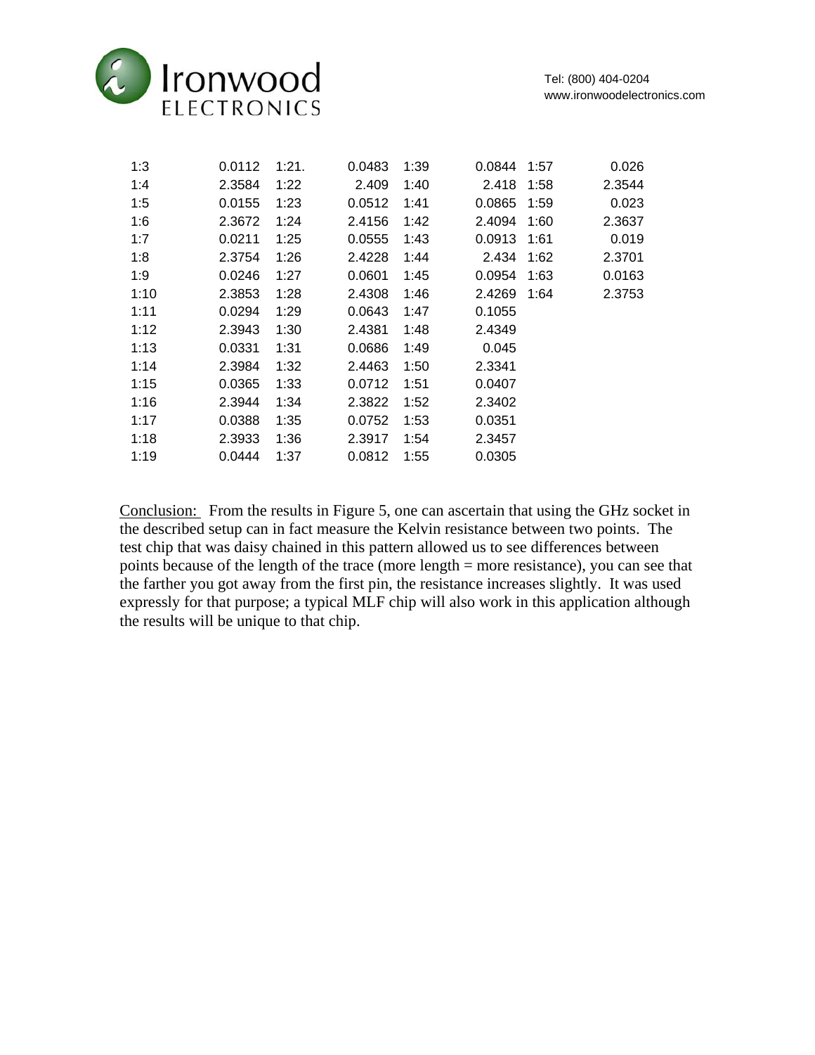| | | | | | | | |
|---|---|---|---|---|---|---|---|
| 1:3 | 0.0112 | 1:21. | 0.0483 | 1:39 | 0.0844 | 1:57 | 0.026 |
| 1:4 | 2.3584 | 1:22 | 2.409 | 1:40 | 2.418 | 1:58 | 2.3544 |
| 1:5 | 0.0155 | 1:23 | 0.0512 | 1:41 | 0.0865 | 1:59 | 0.023 |
| 1:6 | 2.3672 | 1:24 | 2.4156 | 1:42 | 2.4094 | 1:60 | 2.3637 |
| 1:7 | 0.0211 | 1:25 | 0.0555 | 1:43 | 0.0913 | 1:61 | 0.019 |
| 1:8 | 2.3754 | 1:26 | 2.4228 | 1:44 | 2.434 | 1:62 | 2.3701 |
| 1:9 | 0.0246 | 1:27 | 0.0601 | 1:45 | 0.0954 | 1:63 | 0.0163 |
| 1:10 | 2.3853 | 1:28 | 2.4308 | 1:46 | 2.4269 | 1:64 | 2.3753 |
| 1:11 | 0.0294 | 1:29 | 0.0643 | 1:47 | 0.1055 | | |
| 1:12 | 2.3943 | 1:30 | 2.4381 | 1:48 | 2.4349 | | |
| 1:13 | 0.0331 | 1:31 | 0.0686 | 1:49 | 0.045 | | |
| 1:14 | 2.3984 | 1:32 | 2.4463 | 1:50 | 2.3341 | | |
| 1:15 | 0.0365 | 1:33 | 0.0712 | 1:51 | 0.0407 | | |
| 1:16 | 2.3944 | 1:34 | 2.3822 | 1:52 | 2.3402 | | |
| 1:17 | 0.0388 | 1:35 | 0.0752 | 1:53 | 0.0351 | | |
| 1:18 | 2.3933 | 1:36 | 2.3917 | 1:54 | 2.3457 | | |
| 1:19 | 0.0444 | 1:37 | 0.0812 | 1:55 | 0.0305 | | |

Conclusion: From the results in Figure 5, one can ascertain that using the GHz socket in the described setup can in fact measure the Kelvin resistance between two points. The test chip that was daisy chained in this pattern allowed us to see differences between points because of the length of the trace (more length = more resistance), you can see that the farther you got away from the first pin, the resistance increases slightly. It was used expressly for that purpose; a typical MLF chip will also work in this application although the results will be unique to that chip.